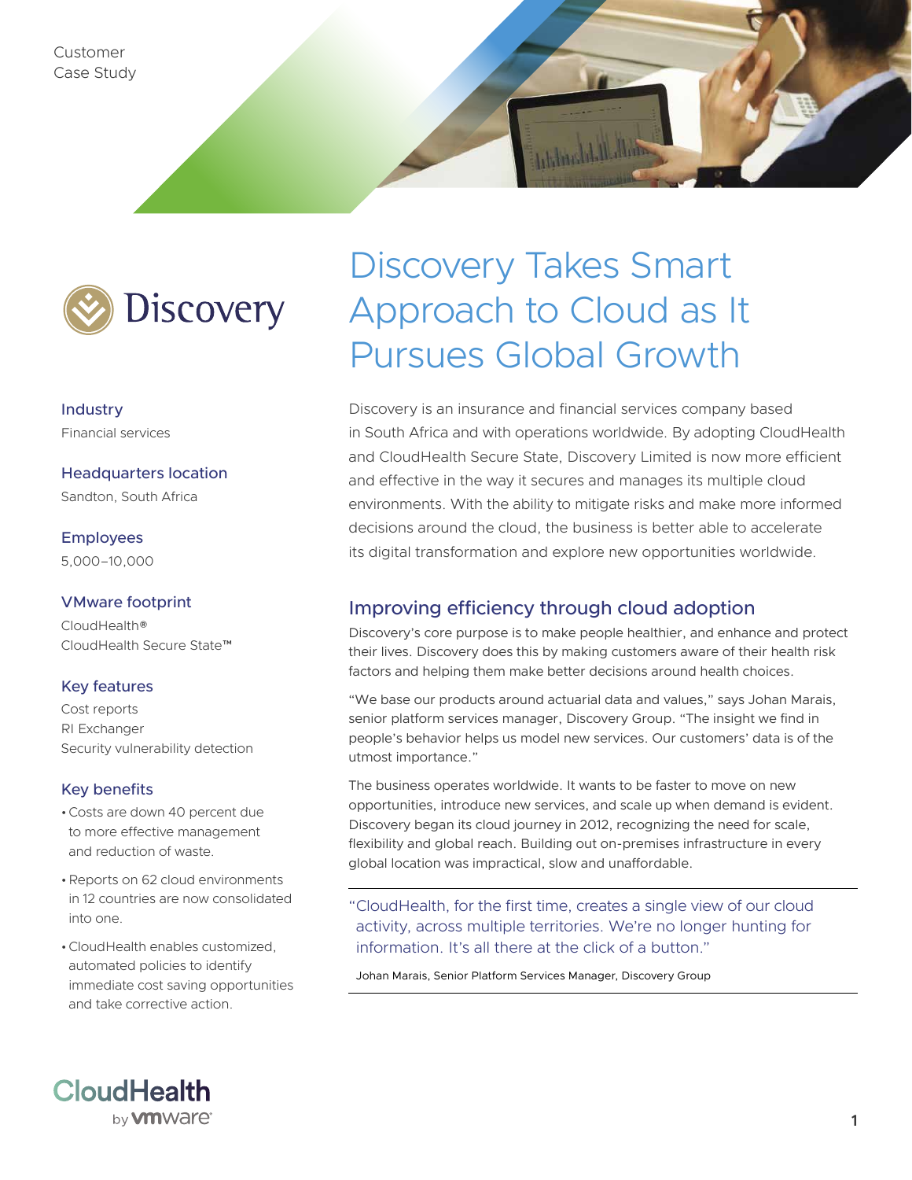Customer Case Study

Discovery

# Discovery Takes Smart Approach to Cloud as It Pursues Global Growth

**Industry**

Financial services

**Headquarters location**

Sandton, South Africa

**Employees**

5,000–10,000

**VMware footprint**

CloudHealth®
CloudHealth Secure State™

**Key features**

Cost reports
RI Exchanger
Security vulnerability detection

**Key benefits**

- Costs are down 40 percent due to more effective management and reduction of waste.
- Reports on 62 cloud environments in 12 countries are now consolidated into one.
- CloudHealth enables customized, automated policies to identify immediate cost saving opportunities and take corrective action.

Discovery is an insurance and financial services company based in South Africa and with operations worldwide. By adopting CloudHealth and CloudHealth Secure State, Discovery Limited is now more efficient and effective in the way it secures and manages its multiple cloud environments. With the ability to mitigate risks and make more informed decisions around the cloud, the business is better able to accelerate its digital transformation and explore new opportunities worldwide.

## Improving efficiency through cloud adoption

Discovery's core purpose is to make people healthier, and enhance and protect their lives. Discovery does this by making customers aware of their health risk factors and helping them make better decisions around health choices.

"We base our products around actuarial data and values," says Johan Marais, senior platform services manager, Discovery Group. "The insight we find in people's behavior helps us model new services. Our customers' data is of the utmost importance."

The business operates worldwide. It wants to be faster to move on new opportunities, introduce new services, and scale up when demand is evident. Discovery began its cloud journey in 2012, recognizing the need for scale, flexibility and global reach. Building out on-premises infrastructure in every global location was impractical, slow and unaffordable.

> "CloudHealth, for the first time, creates a single view of our cloud activity, across multiple territories. We're no longer hunting for information. It's all there at the click of a button."
>
> Johan Marais, Senior Platform Services Manager, Discovery Group

CloudHealth by vmware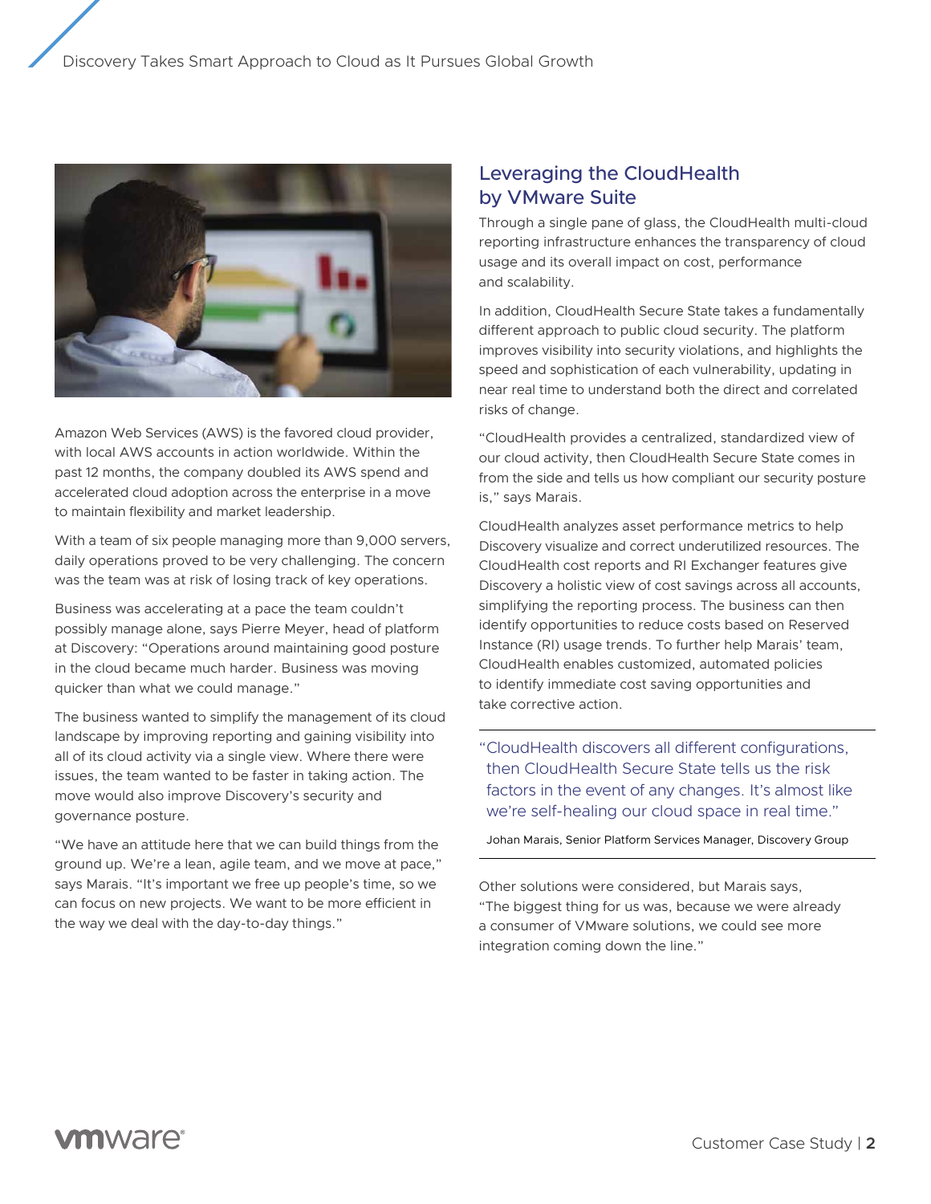Amazon Web Services (AWS) is the favored cloud provider, with local AWS accounts in action worldwide. Within the past 12 months, the company doubled its AWS spend and accelerated cloud adoption across the enterprise in a move to maintain flexibility and market leadership.

With a team of six people managing more than 9,000 servers, daily operations proved to be very challenging. The concern was the team was at risk of losing track of key operations.

Business was accelerating at a pace the team couldn't possibly manage alone, says Pierre Meyer, head of platform at Discovery: "Operations around maintaining good posture in the cloud became much harder. Business was moving quicker than what we could manage."

The business wanted to simplify the management of its cloud landscape by improving reporting and gaining visibility into all of its cloud activity via a single view. Where there were issues, the team wanted to be faster in taking action. The move would also improve Discovery's security and governance posture.

"We have an attitude here that we can build things from the ground up. We're a lean, agile team, and we move at pace," says Marais. "It's important we free up people's time, so we can focus on new projects. We want to be more efficient in the way we deal with the day-to-day things."

## Leveraging the CloudHealth by VMware Suite

Through a single pane of glass, the CloudHealth multi-cloud reporting infrastructure enhances the transparency of cloud usage and its overall impact on cost, performance and scalability.

In addition, CloudHealth Secure State takes a fundamentally different approach to public cloud security. The platform improves visibility into security violations, and highlights the speed and sophistication of each vulnerability, updating in near real time to understand both the direct and correlated risks of change.

"CloudHealth provides a centralized, standardized view of our cloud activity, then CloudHealth Secure State comes in from the side and tells us how compliant our security posture is," says Marais.

CloudHealth analyzes asset performance metrics to help Discovery visualize and correct underutilized resources. The CloudHealth cost reports and RI Exchanger features give Discovery a holistic view of cost savings across all accounts, simplifying the reporting process. The business can then identify opportunities to reduce costs based on Reserved Instance (RI) usage trends. To further help Marais' team, CloudHealth enables customized, automated policies to identify immediate cost saving opportunities and take corrective action.

> "CloudHealth discovers all different configurations, then CloudHealth Secure State tells us the risk factors in the event of any changes. It's almost like we're self-healing our cloud space in real time."
>
> Johan Marais, Senior Platform Services Manager, Discovery Group

Other solutions were considered, but Marais says, "The biggest thing for us was, because we were already a consumer of VMware solutions, we could see more integration coming down the line."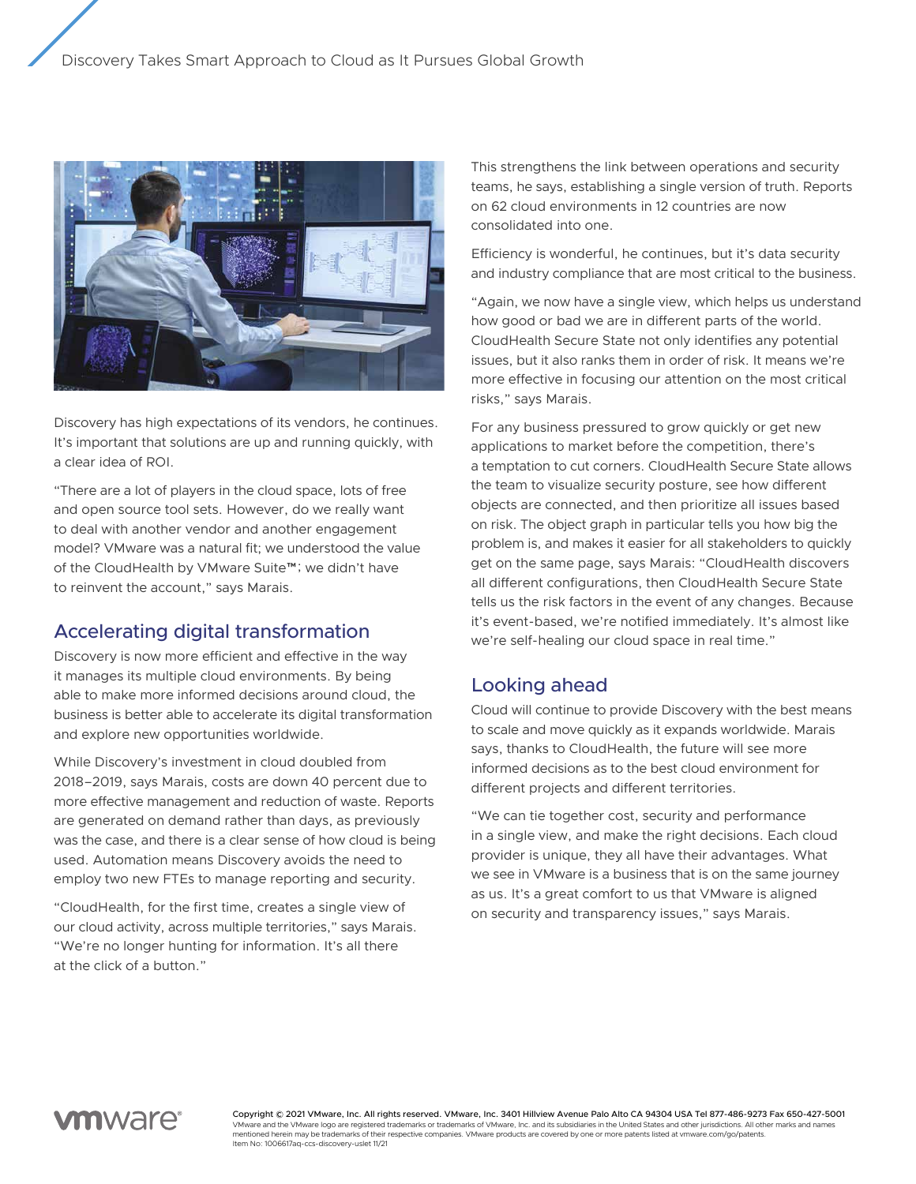Discovery has high expectations of its vendors, he continues. It's important that solutions are up and running quickly, with a clear idea of ROI.

"There are a lot of players in the cloud space, lots of free and open source tool sets. However, do we really want to deal with another vendor and another engagement model? VMware was a natural fit; we understood the value of the CloudHealth by VMware Suite™; we didn't have to reinvent the account," says Marais.

## Accelerating digital transformation

Discovery is now more efficient and effective in the way it manages its multiple cloud environments. By being able to make more informed decisions around cloud, the business is better able to accelerate its digital transformation and explore new opportunities worldwide.

While Discovery's investment in cloud doubled from 2018–2019, says Marais, costs are down 40 percent due to more effective management and reduction of waste. Reports are generated on demand rather than days, as previously was the case, and there is a clear sense of how cloud is being used. Automation means Discovery avoids the need to employ two new FTEs to manage reporting and security.

"CloudHealth, for the first time, creates a single view of our cloud activity, across multiple territories," says Marais. "We're no longer hunting for information. It's all there at the click of a button."

This strengthens the link between operations and security teams, he says, establishing a single version of truth. Reports on 62 cloud environments in 12 countries are now consolidated into one.

Efficiency is wonderful, he continues, but it's data security and industry compliance that are most critical to the business.

"Again, we now have a single view, which helps us understand how good or bad we are in different parts of the world. CloudHealth Secure State not only identifies any potential issues, but it also ranks them in order of risk. It means we're more effective in focusing our attention on the most critical risks," says Marais.

For any business pressured to grow quickly or get new applications to market before the competition, there's a temptation to cut corners. CloudHealth Secure State allows the team to visualize security posture, see how different objects are connected, and then prioritize all issues based on risk. The object graph in particular tells you how big the problem is, and makes it easier for all stakeholders to quickly get on the same page, says Marais: "CloudHealth discovers all different configurations, then CloudHealth Secure State tells us the risk factors in the event of any changes. Because it's event-based, we're notified immediately. It's almost like we're self-healing our cloud space in real time."

## Looking ahead

Cloud will continue to provide Discovery with the best means to scale and move quickly as it expands worldwide. Marais says, thanks to CloudHealth, the future will see more informed decisions as to the best cloud environment for different projects and different territories.

"We can tie together cost, security and performance in a single view, and make the right decisions. Each cloud provider is unique, they all have their advantages. What we see in VMware is a business that is on the same journey as us. It's a great comfort to us that VMware is aligned on security and transparency issues," says Marais.

Copyright © 2021 VMware, Inc. All rights reserved. VMware, Inc. 3401 Hillview Avenue Palo Alto CA 94304 USA Tel 877-486-9273 Fax 650-427-5001 VMware and the VMware logo are registered trademarks or trademarks of VMware, Inc. and its subsidiaries in the United States and other jurisdictions. All other marks and names mentioned herein may be trademarks of their respective companies. VMware products are covered by one or more patents listed at vmware.com/go/patents. Item No: 1006617aq-ccs-discovery-uslet 11/21